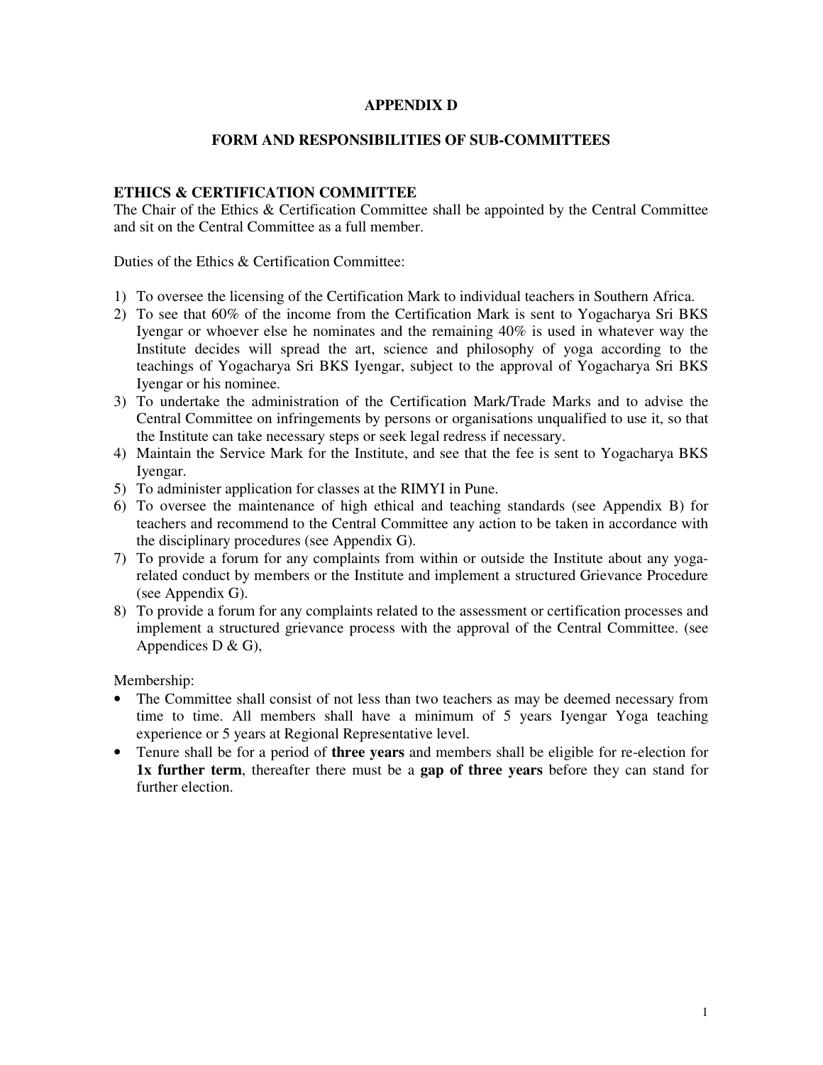# APPENDIX D

## FORM AND RESPONSIBILITIES OF SUB-COMMITTEES

### ETHICS & CERTIFICATION COMMITTEE

The Chair of the Ethics & Certification Committee shall be appointed by the Central Committee and sit on the Central Committee as a full member.

Duties of the Ethics & Certification Committee:

1) To oversee the licensing of the Certification Mark to individual teachers in Southern Africa.
2) To see that 60% of the income from the Certification Mark is sent to Yogacharya Sri BKS Iyengar or whoever else he nominates and the remaining 40% is used in whatever way the Institute decides will spread the art, science and philosophy of yoga according to the teachings of Yogacharya Sri BKS Iyengar, subject to the approval of Yogacharya Sri BKS Iyengar or his nominee.
3) To undertake the administration of the Certification Mark/Trade Marks and to advise the Central Committee on infringements by persons or organisations unqualified to use it, so that the Institute can take necessary steps or seek legal redress if necessary.
4) Maintain the Service Mark for the Institute, and see that the fee is sent to Yogacharya BKS Iyengar.
5) To administer application for classes at the RIMYI in Pune.
6) To oversee the maintenance of high ethical and teaching standards (see Appendix B) for teachers and recommend to the Central Committee any action to be taken in accordance with the disciplinary procedures (see Appendix G).
7) To provide a forum for any complaints from within or outside the Institute about any yoga-related conduct by members or the Institute and implement a structured Grievance Procedure (see Appendix G).
8) To provide a forum for any complaints related to the assessment or certification processes and implement a structured grievance process with the approval of the Central Committee. (see Appendices D & G),

Membership:

- The Committee shall consist of not less than two teachers as may be deemed necessary from time to time. All members shall have a minimum of 5 years Iyengar Yoga teaching experience or 5 years at Regional Representative level.
- Tenure shall be for a period of **three years** and members shall be eligible for re-election for **1x further term**, thereafter there must be a **gap of three years** before they can stand for further election.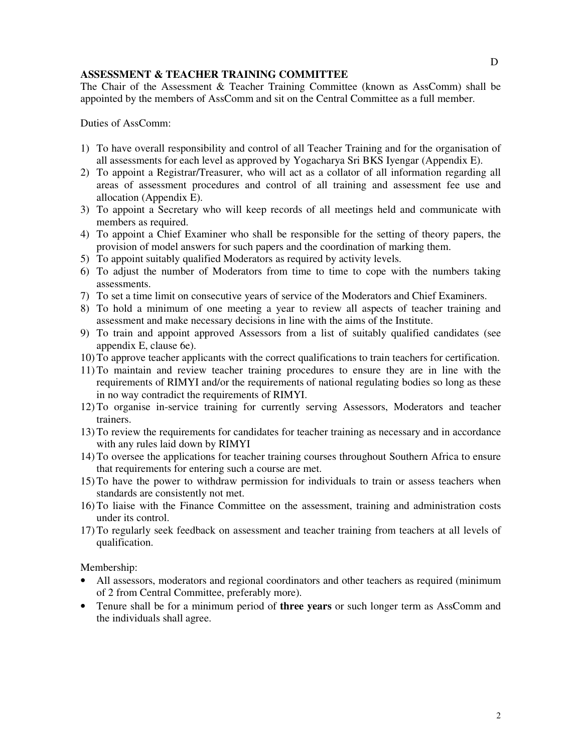D

## ASSESSMENT & TEACHER TRAINING COMMITTEE

The Chair of the Assessment & Teacher Training Committee (known as AssComm) shall be appointed by the members of AssComm and sit on the Central Committee as a full member.

Duties of AssComm:

1) To have overall responsibility and control of all Teacher Training and for the organisation of all assessments for each level as approved by Yogacharya Sri BKS Iyengar (Appendix E).
2) To appoint a Registrar/Treasurer, who will act as a collator of all information regarding all areas of assessment procedures and control of all training and assessment fee use and allocation (Appendix E).
3) To appoint a Secretary who will keep records of all meetings held and communicate with members as required.
4) To appoint a Chief Examiner who shall be responsible for the setting of theory papers, the provision of model answers for such papers and the coordination of marking them.
5) To appoint suitably qualified Moderators as required by activity levels.
6) To adjust the number of Moderators from time to time to cope with the numbers taking assessments.
7) To set a time limit on consecutive years of service of the Moderators and Chief Examiners.
8) To hold a minimum of one meeting a year to review all aspects of teacher training and assessment and make necessary decisions in line with the aims of the Institute.
9) To train and appoint approved Assessors from a list of suitably qualified candidates (see appendix E, clause 6e).
10) To approve teacher applicants with the correct qualifications to train teachers for certification.
11) To maintain and review teacher training procedures to ensure they are in line with the requirements of RIMYI and/or the requirements of national regulating bodies so long as these in no way contradict the requirements of RIMYI.
12) To organise in-service training for currently serving Assessors, Moderators and teacher trainers.
13) To review the requirements for candidates for teacher training as necessary and in accordance with any rules laid down by RIMYI
14) To oversee the applications for teacher training courses throughout Southern Africa to ensure that requirements for entering such a course are met.
15) To have the power to withdraw permission for individuals to train or assess teachers when standards are consistently not met.
16) To liaise with the Finance Committee on the assessment, training and administration costs under its control.
17) To regularly seek feedback on assessment and teacher training from teachers at all levels of qualification.

Membership:

- All assessors, moderators and regional coordinators and other teachers as required (minimum of 2 from Central Committee, preferably more).
- Tenure shall be for a minimum period of **three years** or such longer term as AssComm and the individuals shall agree.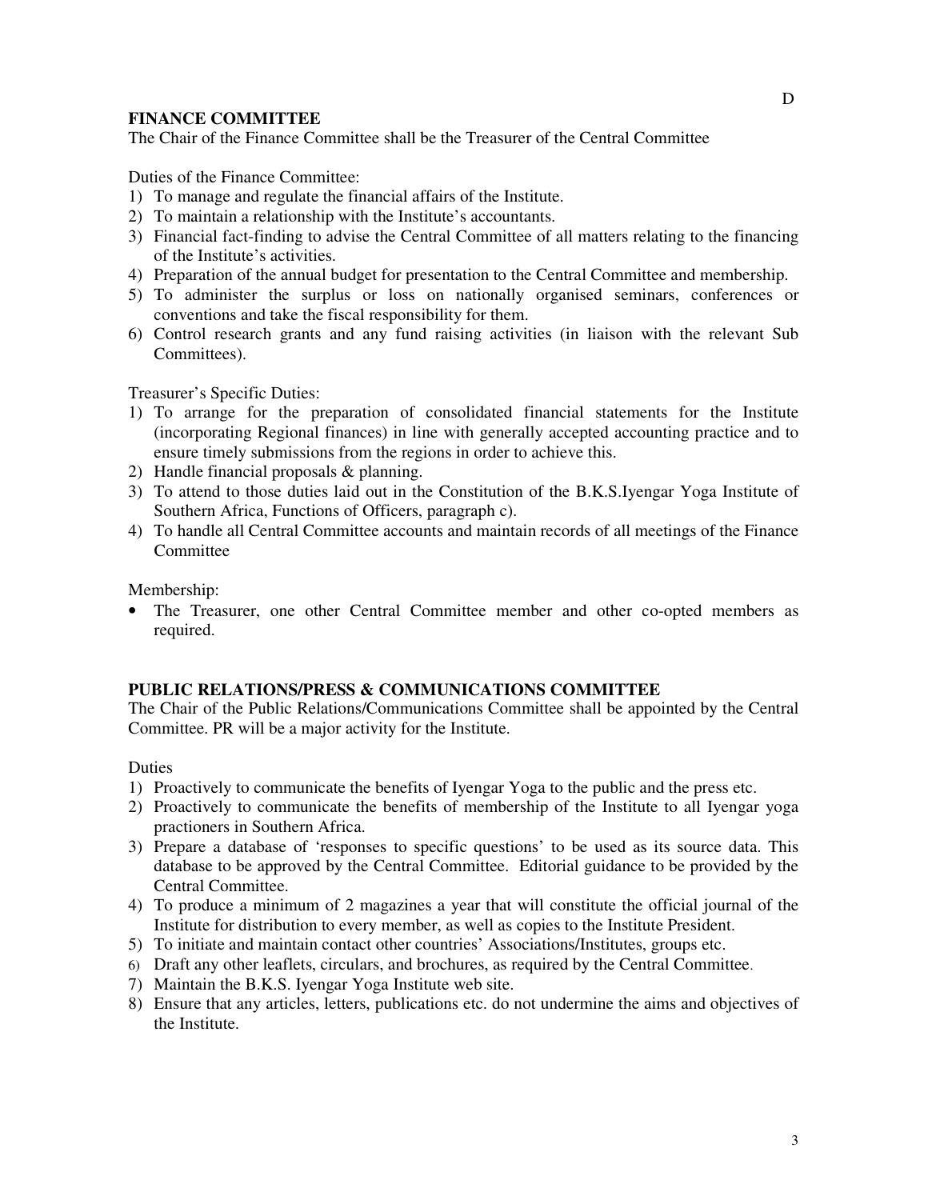D

## FINANCE COMMITTEE

The Chair of the Finance Committee shall be the Treasurer of the Central Committee

Duties of the Finance Committee:

1) To manage and regulate the financial affairs of the Institute.
2) To maintain a relationship with the Institute's accountants.
3) Financial fact-finding to advise the Central Committee of all matters relating to the financing of the Institute's activities.
4) Preparation of the annual budget for presentation to the Central Committee and membership.
5) To administer the surplus or loss on nationally organised seminars, conferences or conventions and take the fiscal responsibility for them.
6) Control research grants and any fund raising activities (in liaison with the relevant Sub Committees).

Treasurer's Specific Duties:

1) To arrange for the preparation of consolidated financial statements for the Institute (incorporating Regional finances) in line with generally accepted accounting practice and to ensure timely submissions from the regions in order to achieve this.
2) Handle financial proposals & planning.
3) To attend to those duties laid out in the Constitution of the B.K.S.Iyengar Yoga Institute of Southern Africa, Functions of Officers, paragraph c).
4) To handle all Central Committee accounts and maintain records of all meetings of the Finance Committee

Membership:

- The Treasurer, one other Central Committee member and other co-opted members as required.

## PUBLIC RELATIONS/PRESS & COMMUNICATIONS COMMITTEE

The Chair of the Public Relations/Communications Committee shall be appointed by the Central Committee. PR will be a major activity for the Institute.

Duties

1) Proactively to communicate the benefits of Iyengar Yoga to the public and the press etc.
2) Proactively to communicate the benefits of membership of the Institute to all Iyengar yoga practioners in Southern Africa.
3) Prepare a database of 'responses to specific questions' to be used as its source data. This database to be approved by the Central Committee. Editorial guidance to be provided by the Central Committee.
4) To produce a minimum of 2 magazines a year that will constitute the official journal of the Institute for distribution to every member, as well as copies to the Institute President.
5) To initiate and maintain contact other countries' Associations/Institutes, groups etc.
6) Draft any other leaflets, circulars, and brochures, as required by the Central Committee.
7) Maintain the B.K.S. Iyengar Yoga Institute web site.
8) Ensure that any articles, letters, publications etc. do not undermine the aims and objectives of the Institute.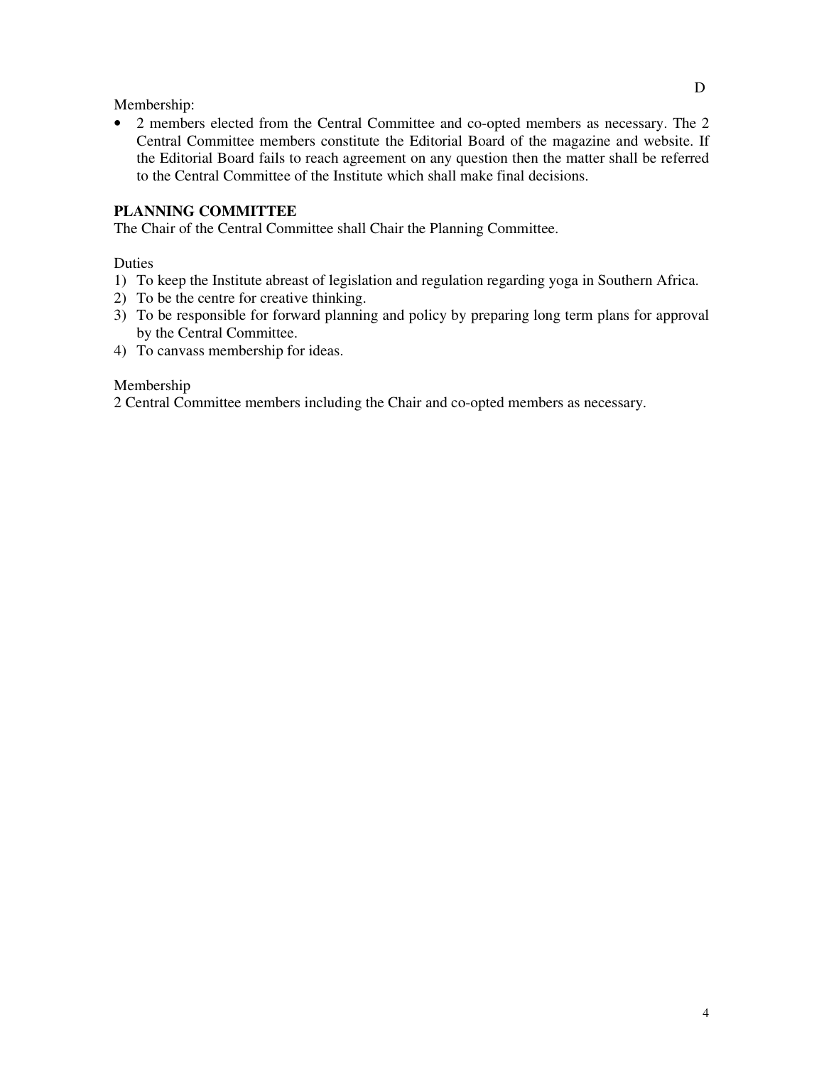D

Membership:

- 2 members elected from the Central Committee and co-opted members as necessary. The 2 Central Committee members constitute the Editorial Board of the magazine and website. If the Editorial Board fails to reach agreement on any question then the matter shall be referred to the Central Committee of the Institute which shall make final decisions.

**PLANNING COMMITTEE**

The Chair of the Central Committee shall Chair the Planning Committee.

Duties

1) To keep the Institute abreast of legislation and regulation regarding yoga in Southern Africa.
2) To be the centre for creative thinking.
3) To be responsible for forward planning and policy by preparing long term plans for approval by the Central Committee.
4) To canvass membership for ideas.

Membership

2 Central Committee members including the Chair and co-opted members as necessary.